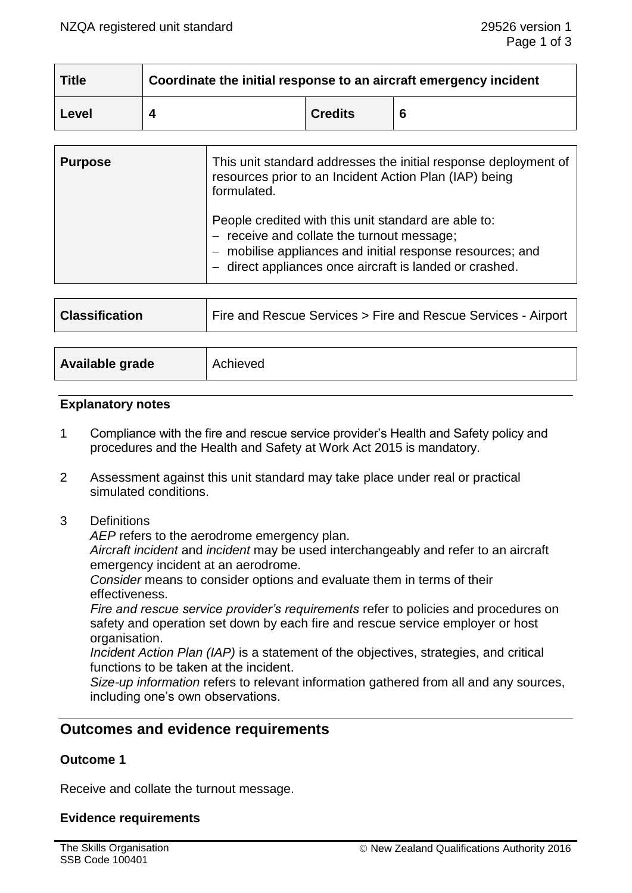| Title | Coordinate the initial response to an aircraft emergency incident | | |
| --- | --- | --- | --- |
| Level | 4 | Credits | 6 |

| Purpose | This unit standard addresses the initial response deployment of resources prior to an Incident Action Plan (IAP) being formulated.<br><br>People credited with this unit standard are able to:<br>– receive and collate the turnout message;<br>– mobilise appliances and initial response resources; and<br>– direct appliances once aircraft is landed or crashed. |
| --- | --- |

| Classification | Fire and Rescue Services > Fire and Rescue Services - Airport |
| --- | --- |

| Available grade | Achieved |
| --- | --- |

### Explanatory notes

1 Compliance with the fire and rescue service provider's Health and Safety policy and procedures and the Health and Safety at Work Act 2015 is mandatory.

2 Assessment against this unit standard may take place under real or practical simulated conditions.

3 Definitions

*AEP* refers to the aerodrome emergency plan.
*Aircraft incident* and *incident* may be used interchangeably and refer to an aircraft emergency incident at an aerodrome.
*Consider* means to consider options and evaluate them in terms of their effectiveness.
*Fire and rescue service provider's requirements* refer to policies and procedures on safety and operation set down by each fire and rescue service employer or host organisation.
*Incident Action Plan (IAP)* is a statement of the objectives, strategies, and critical functions to be taken at the incident.
*Size-up information* refers to relevant information gathered from all and any sources, including one's own observations.

## Outcomes and evidence requirements

### Outcome 1

Receive and collate the turnout message.

### Evidence requirements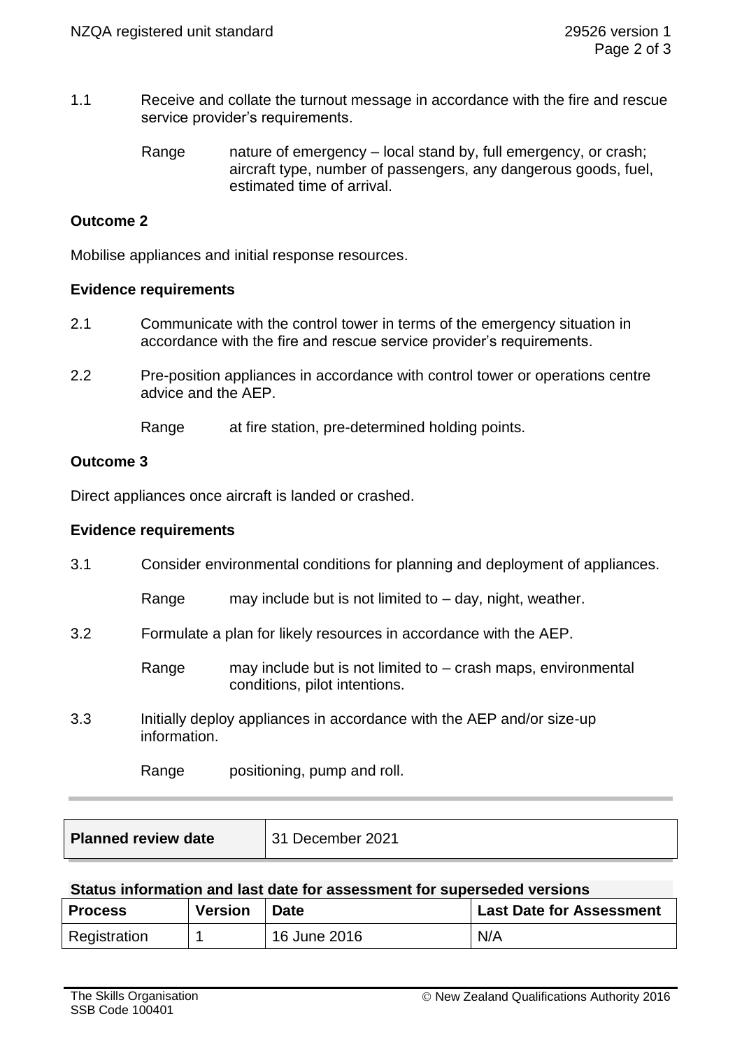1.1 Receive and collate the turnout message in accordance with the fire and rescue service provider's requirements.

Range nature of emergency – local stand by, full emergency, or crash; aircraft type, number of passengers, any dangerous goods, fuel, estimated time of arrival.

**Outcome 2**

Mobilise appliances and initial response resources.

**Evidence requirements**

2.1 Communicate with the control tower in terms of the emergency situation in accordance with the fire and rescue service provider's requirements.

2.2 Pre-position appliances in accordance with control tower or operations centre advice and the AEP.

Range at fire station, pre-determined holding points.

**Outcome 3**

Direct appliances once aircraft is landed or crashed.

**Evidence requirements**

3.1 Consider environmental conditions for planning and deployment of appliances.

Range may include but is not limited to – day, night, weather.

3.2 Formulate a plan for likely resources in accordance with the AEP.

Range may include but is not limited to – crash maps, environmental conditions, pilot intentions.

3.3 Initially deploy appliances in accordance with the AEP and/or size-up information.

Range positioning, pump and roll.

| **Planned review date** | 31 December 2021 |
|---|---|

**Status information and last date for assessment for superseded versions**

| Process | Version | Date | Last Date for Assessment |
|---|---|---|---|
| Registration | 1 | 16 June 2016 | N/A |

The Skills Organisation
SSB Code 100401

© New Zealand Qualifications Authority 2016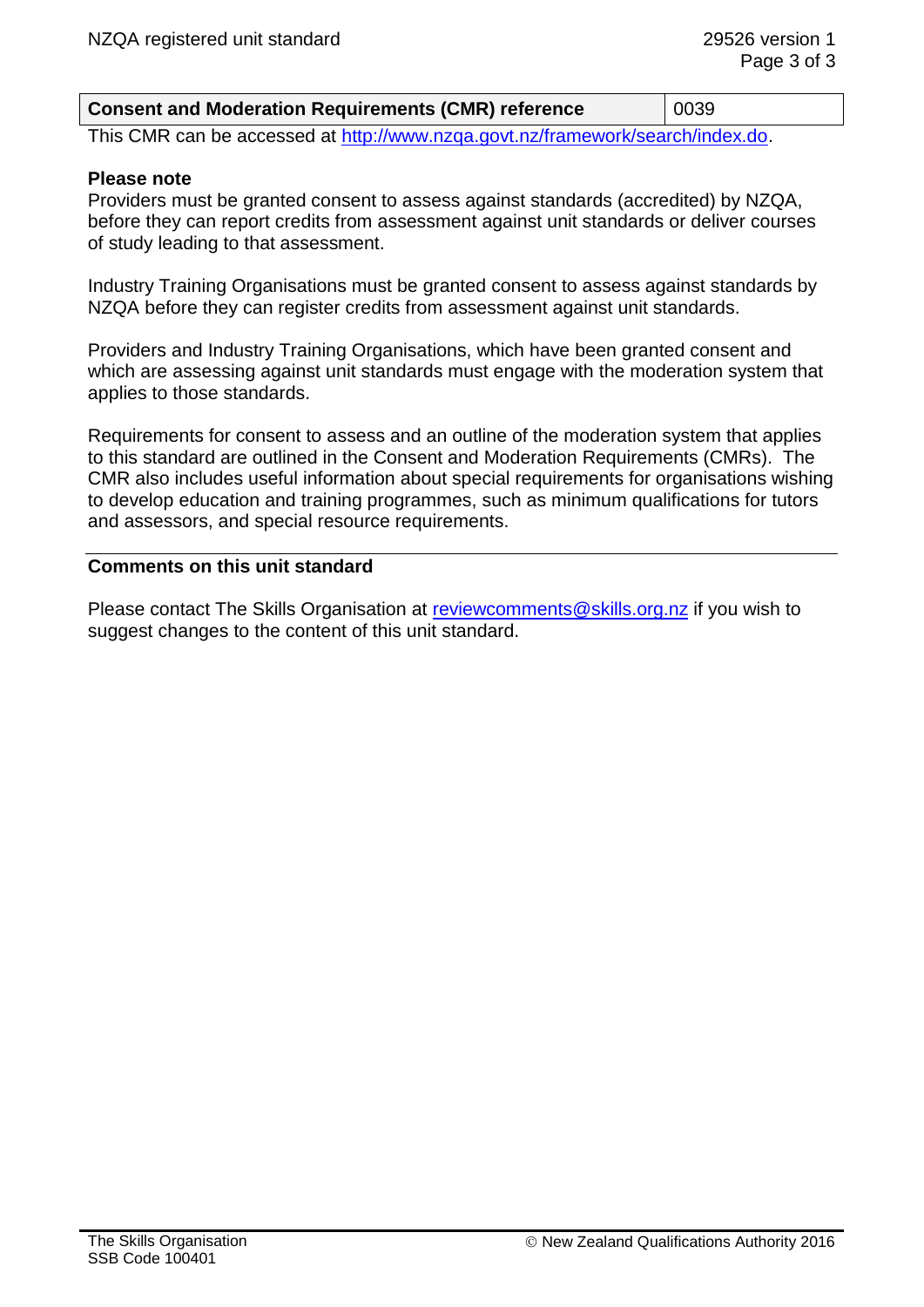| Consent and Moderation Requirements (CMR) reference | 0039 |
| --- | --- |

This CMR can be accessed at http://www.nzqa.govt.nz/framework/search/index.do.

**Please note**

Providers must be granted consent to assess against standards (accredited) by NZQA, before they can report credits from assessment against unit standards or deliver courses of study leading to that assessment.

Industry Training Organisations must be granted consent to assess against standards by NZQA before they can register credits from assessment against unit standards.

Providers and Industry Training Organisations, which have been granted consent and which are assessing against unit standards must engage with the moderation system that applies to those standards.

Requirements for consent to assess and an outline of the moderation system that applies to this standard are outlined in the Consent and Moderation Requirements (CMRs). The CMR also includes useful information about special requirements for organisations wishing to develop education and training programmes, such as minimum qualifications for tutors and assessors, and special resource requirements.

**Comments on this unit standard**

Please contact The Skills Organisation at reviewcomments@skills.org.nz if you wish to suggest changes to the content of this unit standard.